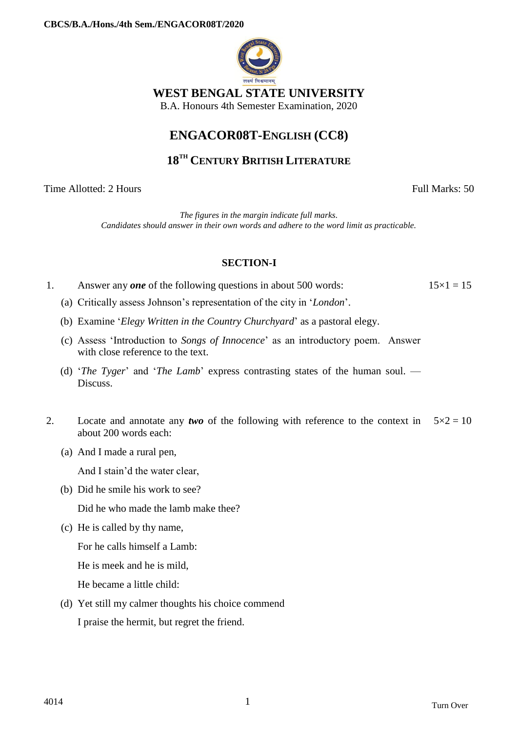CBCS/B.A./Hons./4th Sem./ENGACOR08T/2020

# WEST BENGAL STATE UNIVERSITY

B.A. Honours 4th Semester Examination, 2020

## ENGACOR08T-ENGLISH (CC8)

## 18TH CENTURY BRITISH LITERATURE

Time Allotted: 2 Hours — Full Marks: 50

*The figures in the margin indicate full marks.*
*Candidates should answer in their own words and adhere to the word limit as practicable.*

### SECTION-I

1. Answer any ***one*** of the following questions in about 500 words: $15 \times 1 = 15$

   (a) Critically assess Johnson's representation of the city in '*London*'.

   (b) Examine '*Elegy Written in the Country Churchyard*' as a pastoral elegy.

   (c) Assess 'Introduction to *Songs of Innocence*' as an introductory poem. Answer with close reference to the text.

   (d) '*The Tyger*' and '*The Lamb*' express contrasting states of the human soul. — Discuss.

2. Locate and annotate any ***two*** of the following with reference to the context in about 200 words each: $5 \times 2 = 10$

   (a) And I made a rural pen,

   And I stain'd the water clear,

   (b) Did he smile his work to see?

   Did he who made the lamb make thee?

   (c) He is called by thy name,

   For he calls himself a Lamb:

   He is meek and he is mild,

   He became a little child:

   (d) Yet still my calmer thoughts his choice commend

   I praise the hermit, but regret the friend.

4014

Turn Over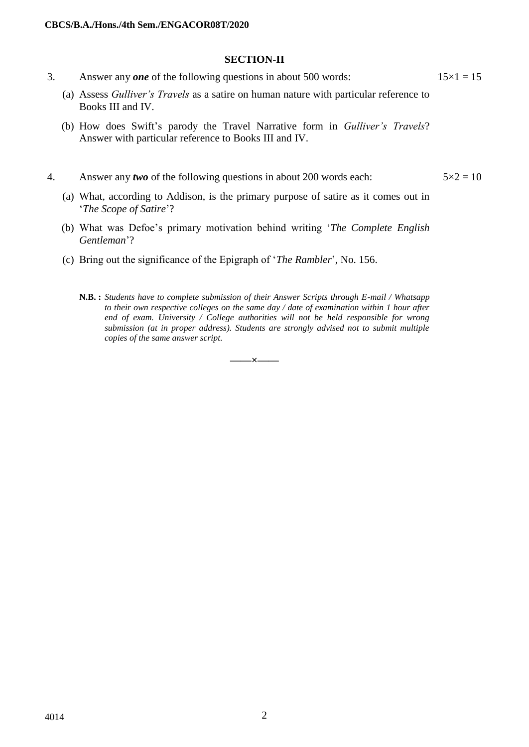## SECTION-II

3. Answer any ***one*** of the following questions in about 500 words: 15×1 = 15

(a) Assess *Gulliver's Travels* as a satire on human nature with particular reference to Books III and IV.

(b) How does Swift's parody the Travel Narrative form in *Gulliver's Travels*? Answer with particular reference to Books III and IV.

4. Answer any ***two*** of the following questions in about 200 words each: 5×2 = 10

(a) What, according to Addison, is the primary purpose of satire as it comes out in '*The Scope of Satire*'?

(b) What was Defoe's primary motivation behind writing '*The Complete English Gentleman*'?

(c) Bring out the significance of the Epigraph of '*The Rambler*', No. 156.

**N.B. :** *Students have to complete submission of their Answer Scripts through E-mail / Whatsapp to their own respective colleges on the same day / date of examination within 1 hour after end of exam. University / College authorities will not be held responsible for wrong submission (at in proper address). Students are strongly advised not to submit multiple copies of the same answer script.*

——×——